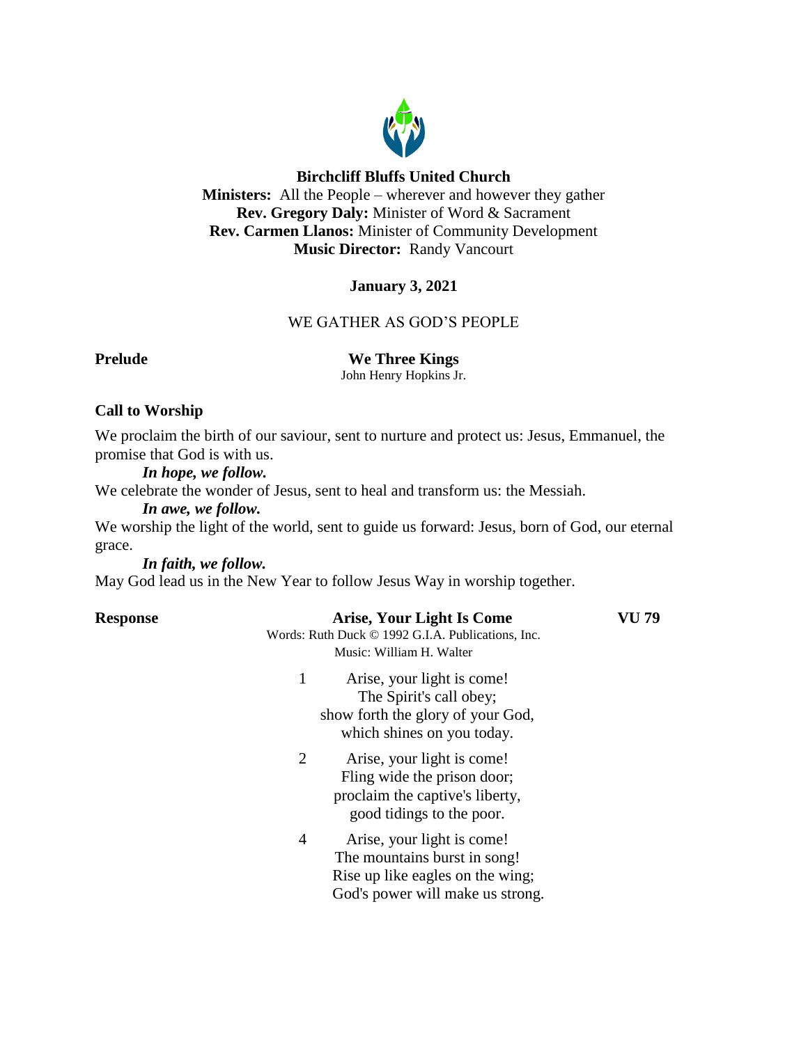**Birchcliff Bluffs United Church**
**Ministers:** All the People – wherever and however they gather
**Rev. Gregory Daly:** Minister of Word & Sacrament
**Rev. Carmen Llanos:** Minister of Community Development
**Music Director:** Randy Vancourt

**January 3, 2021**

WE GATHER AS GOD'S PEOPLE

**Prelude** **We Three Kings**
John Henry Hopkins Jr.

**Call to Worship**

We proclaim the birth of our saviour, sent to nurture and protect us: Jesus, Emmanuel, the promise that God is with us.

***In hope, we follow.***

We celebrate the wonder of Jesus, sent to heal and transform us: the Messiah.

***In awe, we follow.***

We worship the light of the world, sent to guide us forward: Jesus, born of God, our eternal grace.

***In faith, we follow.***

May God lead us in the New Year to follow Jesus Way in worship together.

**Response** **Arise, Your Light Is Come** **VU 79**
Words: Ruth Duck © 1992 G.I.A. Publications, Inc.
Music: William H. Walter

1 Arise, your light is come!
The Spirit's call obey;
show forth the glory of your God,
which shines on you today.

2 Arise, your light is come!
Fling wide the prison door;
proclaim the captive's liberty,
good tidings to the poor.

4 Arise, your light is come!
The mountains burst in song!
Rise up like eagles on the wing;
God's power will make us strong.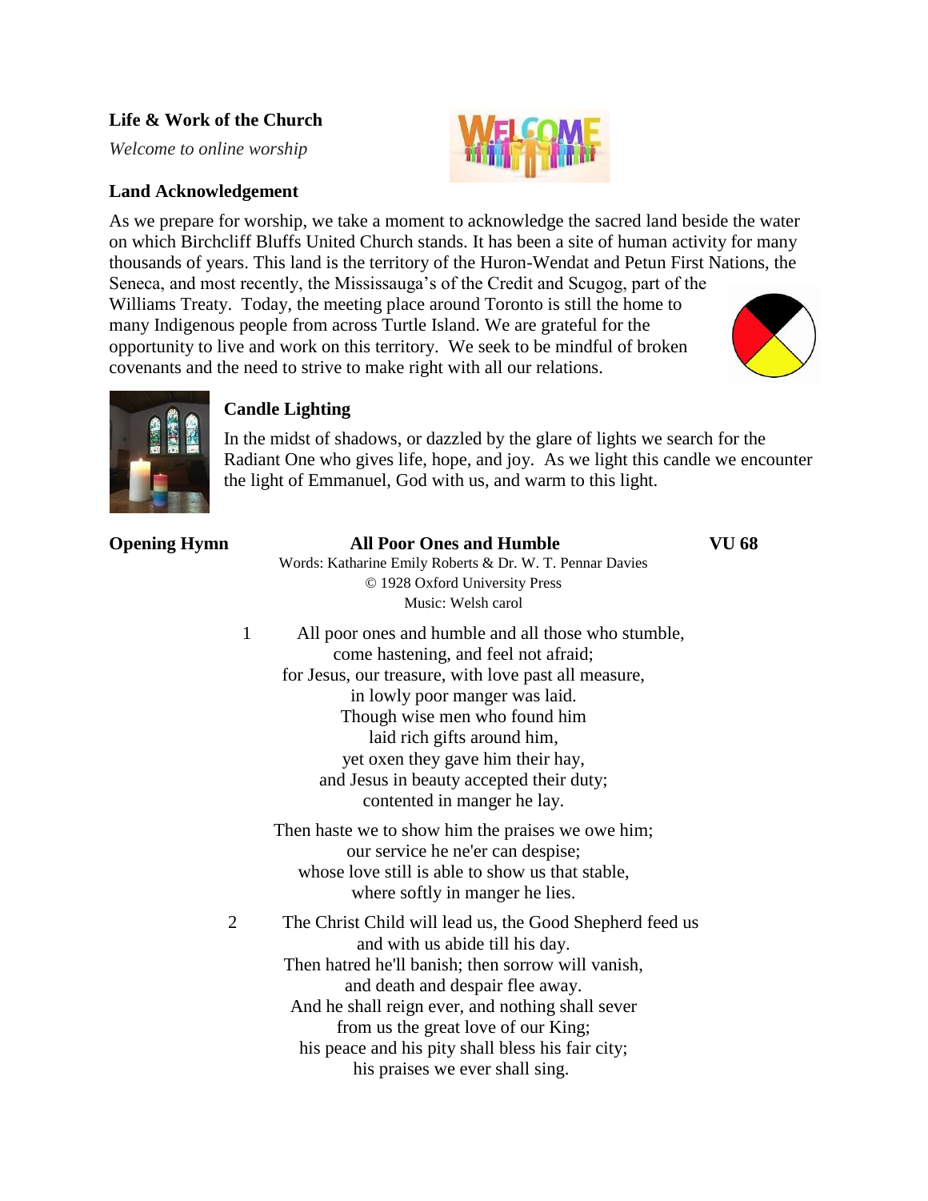**Life & Work of the Church**

*Welcome to online worship*

**Land Acknowledgement**

As we prepare for worship, we take a moment to acknowledge the sacred land beside the water on which Birchcliff Bluffs United Church stands. It has been a site of human activity for many thousands of years. This land is the territory of the Huron-Wendat and Petun First Nations, the Seneca, and most recently, the Mississauga's of the Credit and Scugog, part of the Williams Treaty. Today, the meeting place around Toronto is still the home to many Indigenous people from across Turtle Island. We are grateful for the opportunity to live and work on this territory. We seek to be mindful of broken covenants and the need to strive to make right with all our relations.

**Candle Lighting**

In the midst of shadows, or dazzled by the glare of lights we search for the Radiant One who gives life, hope, and joy. As we light this candle we encounter the light of Emmanuel, God with us, and warm to this light.

**Opening Hymn** **All Poor Ones and Humble** **VU 68**

Words: Katharine Emily Roberts & Dr. W. T. Pennar Davies
© 1928 Oxford University Press
Music: Welsh carol

1 All poor ones and humble and all those who stumble,
come hastening, and feel not afraid;
for Jesus, our treasure, with love past all measure,
in lowly poor manger was laid.
Though wise men who found him
laid rich gifts around him,
yet oxen they gave him their hay,
and Jesus in beauty accepted their duty;
contented in manger he lay.

Then haste we to show him the praises we owe him;
our service he ne'er can despise;
whose love still is able to show us that stable,
where softly in manger he lies.

2 The Christ Child will lead us, the Good Shepherd feed us
and with us abide till his day.
Then hatred he'll banish; then sorrow will vanish,
and death and despair flee away.
And he shall reign ever, and nothing shall sever
from us the great love of our King;
his peace and his pity shall bless his fair city;
his praises we ever shall sing.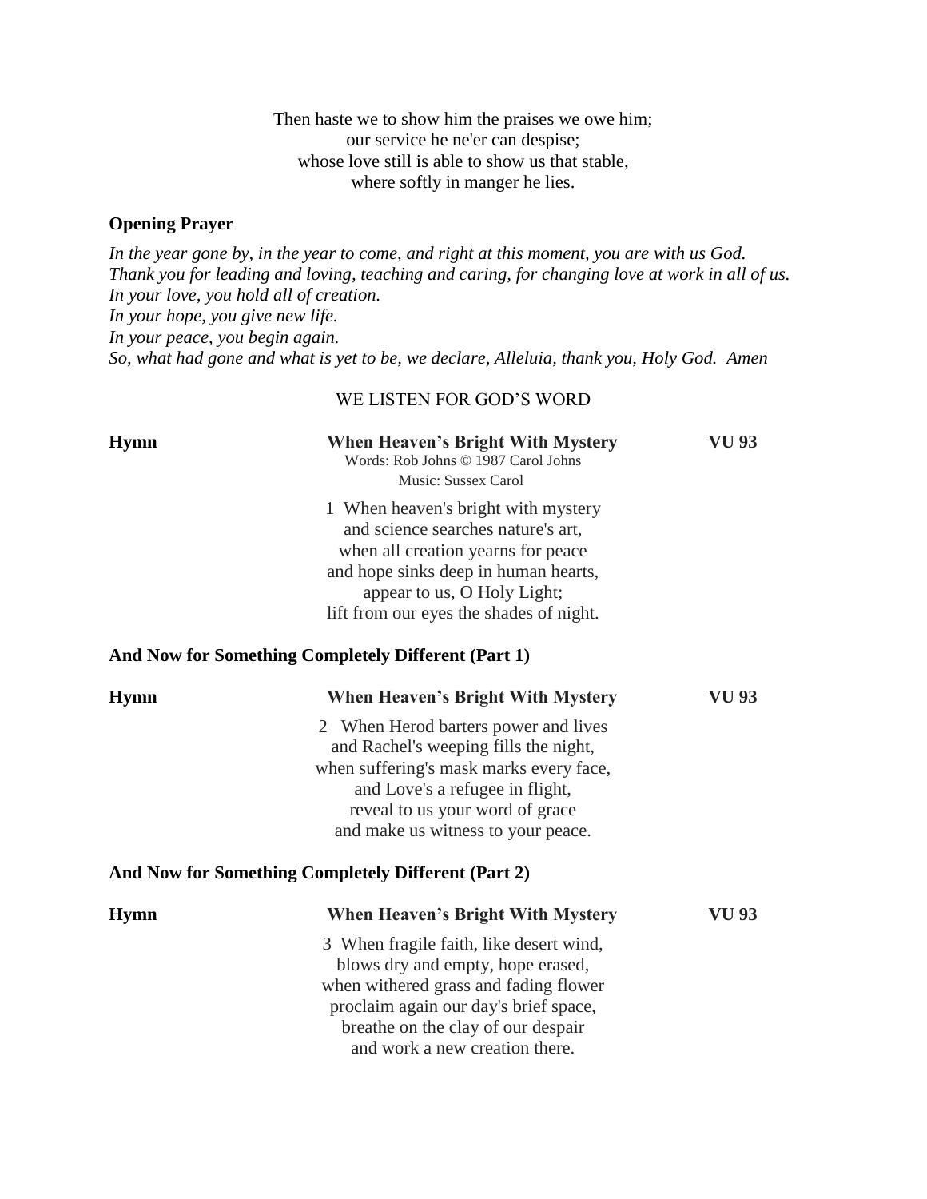Then haste we to show him the praises we owe him;
our service he ne'er can despise;
whose love still is able to show us that stable,
where softly in manger he lies.

**Opening Prayer**

*In the year gone by, in the year to come, and right at this moment, you are with us God.*
*Thank you for leading and loving, teaching and caring, for changing love at work in all of us.*
*In your love, you hold all of creation.*
*In your hope, you give new life.*
*In your peace, you begin again.*
*So, what had gone and what is yet to be, we declare, Alleluia, thank you, Holy God. Amen*

WE LISTEN FOR GOD'S WORD

**Hymn** **When Heaven's Bright With Mystery** **VU 93**
Words: Rob Johns © 1987 Carol Johns
Music: Sussex Carol

1 When heaven's bright with mystery
and science searches nature's art,
when all creation yearns for peace
and hope sinks deep in human hearts,
appear to us, O Holy Light;
lift from our eyes the shades of night.

**And Now for Something Completely Different (Part 1)**

**Hymn** **When Heaven's Bright With Mystery** **VU 93**

2 When Herod barters power and lives
and Rachel's weeping fills the night,
when suffering's mask marks every face,
and Love's a refugee in flight,
reveal to us your word of grace
and make us witness to your peace.

**And Now for Something Completely Different (Part 2)**

**Hymn** **When Heaven's Bright With Mystery** **VU 93**

3 When fragile faith, like desert wind,
blows dry and empty, hope erased,
when withered grass and fading flower
proclaim again our day's brief space,
breathe on the clay of our despair
and work a new creation there.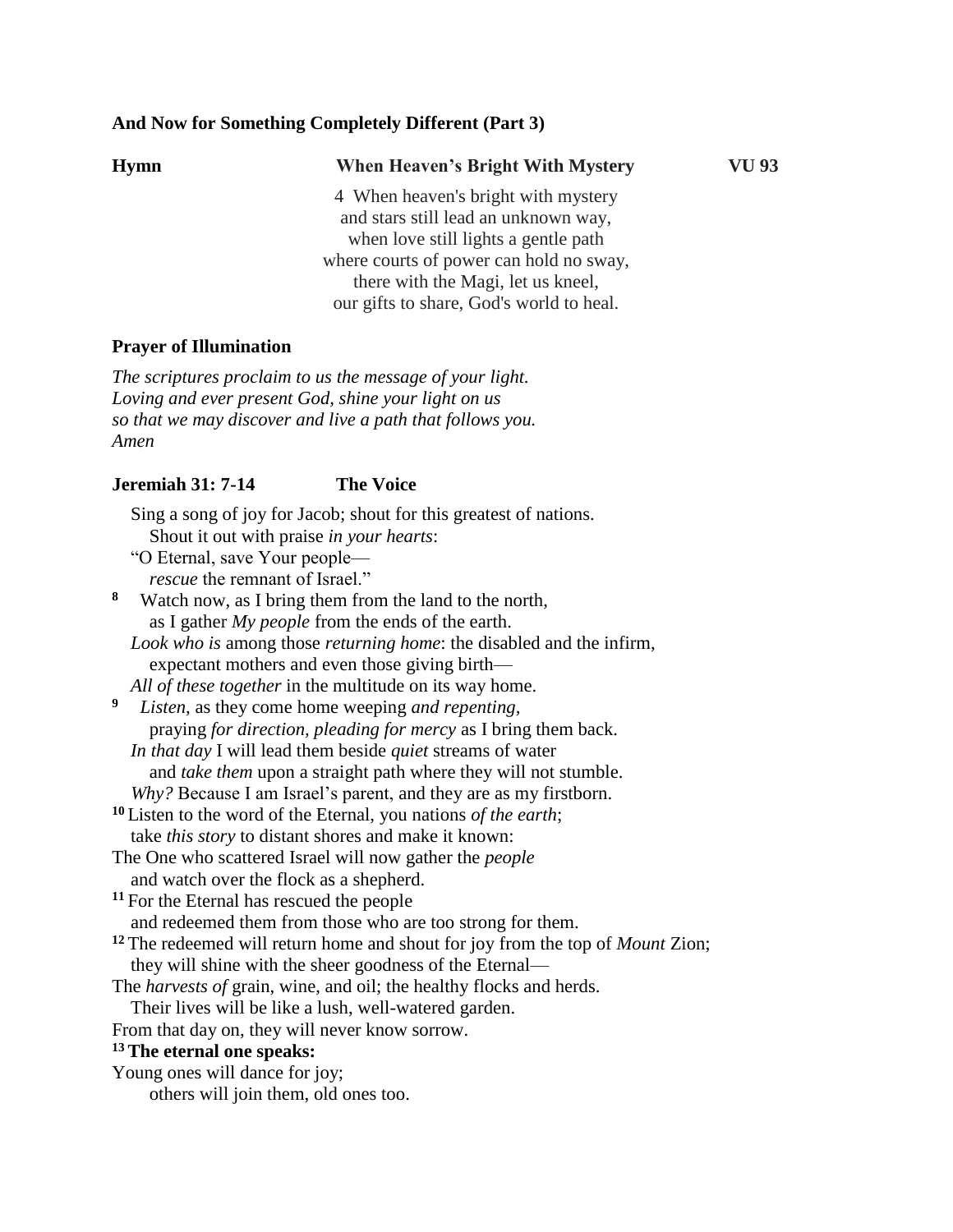**And Now for Something Completely Different (Part 3)**

**Hymn** **When Heaven's Bright With Mystery** **VU 93**

4 When heaven's bright with mystery
and stars still lead an unknown way,
when love still lights a gentle path
where courts of power can hold no sway,
there with the Magi, let us kneel,
our gifts to share, God's world to heal.

**Prayer of Illumination**

*The scriptures proclaim to us the message of your light.*
*Loving and ever present God, shine your light on us*
*so that we may discover and live a path that follows you.*
*Amen*

**Jeremiah 31: 7-14** **The Voice**

Sing a song of joy for Jacob; shout for this greatest of nations.
Shout it out with praise *in your hearts*:
"O Eternal, save Your people—
*rescue* the remnant of Israel."

**8** Watch now, as I bring them from the land to the north,
as I gather *My people* from the ends of the earth.
*Look who is* among those *returning home*: the disabled and the infirm,
expectant mothers and even those giving birth—
*All of these together* in the multitude on its way home.

**9** *Listen,* as they come home weeping *and repenting,*
praying *for direction, pleading for mercy* as I bring them back.
*In that day* I will lead them beside *quiet* streams of water
and *take them* upon a straight path where they will not stumble.
*Why?* Because I am Israel's parent, and they are as my firstborn.

**10** Listen to the word of the Eternal, you nations *of the earth*;
take *this story* to distant shores and make it known:
The One who scattered Israel will now gather the *people*
and watch over the flock as a shepherd.

**11** For the Eternal has rescued the people
and redeemed them from those who are too strong for them.

**12** The redeemed will return home and shout for joy from the top of *Mount* Zion;
they will shine with the sheer goodness of the Eternal—
The *harvests of* grain, wine, and oil; the healthy flocks and herds.
Their lives will be like a lush, well-watered garden.
From that day on, they will never know sorrow.

**13 The eternal one speaks:**
Young ones will dance for joy;
others will join them, old ones too.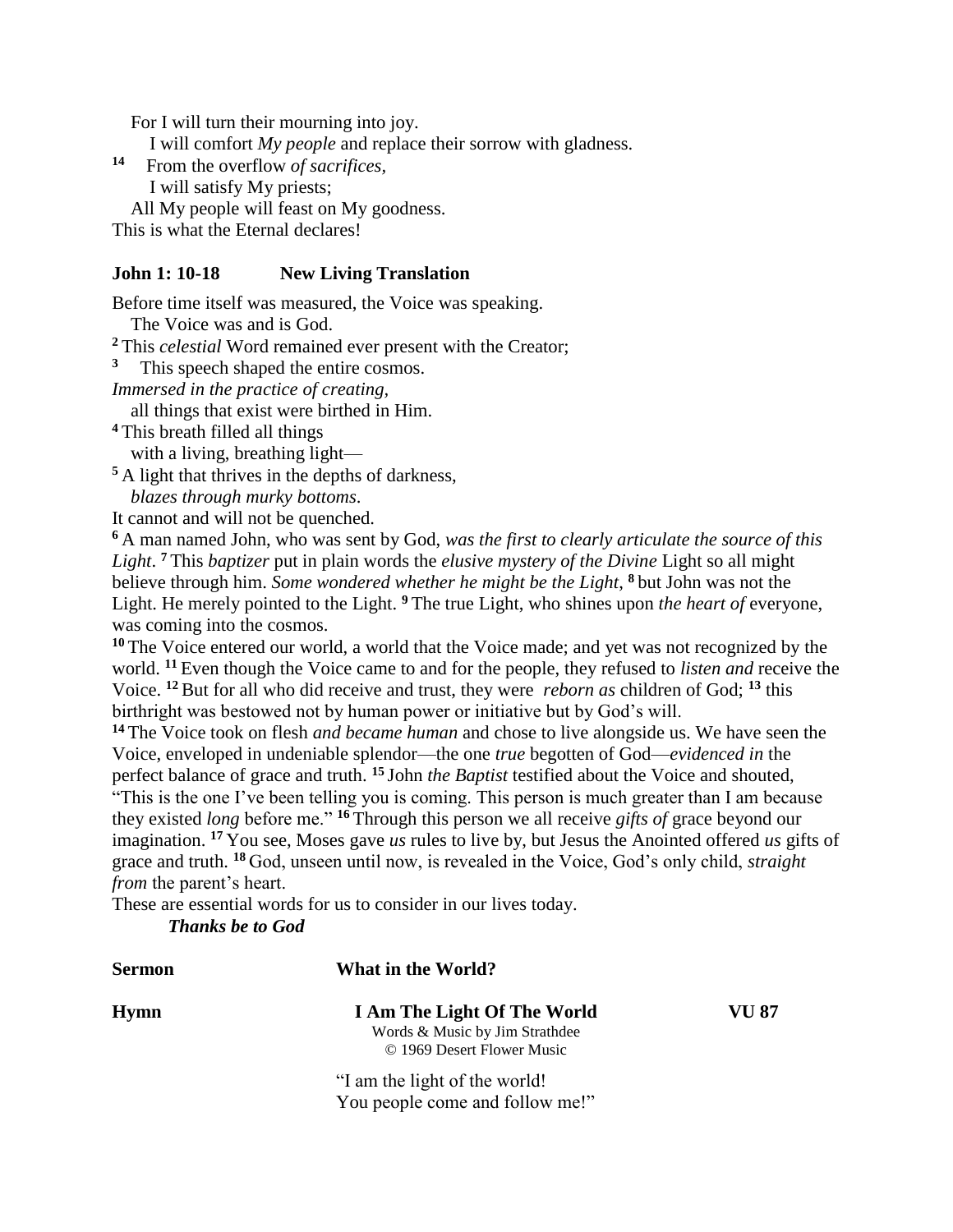For I will turn their mourning into joy.
  I will comfort *My people* and replace their sorrow with gladness.
[14] From the overflow *of sacrifices*,
  I will satisfy My priests;
 All My people will feast on My goodness.
This is what the Eternal declares!

**John 1: 10-18 New Living Translation**

Before time itself was measured, the Voice was speaking.
 The Voice was and is God.
[2] This *celestial* Word remained ever present with the Creator;
[3] This speech shaped the entire cosmos.
*Immersed in the practice of creating,*
 all things that exist were birthed in Him.
[4] This breath filled all things
 with a living, breathing light—
[5] A light that thrives in the depths of darkness,
 *blazes through murky bottoms*.
It cannot and will not be quenched.
[6] A man named John, who was sent by God, *was the first to clearly articulate the source of this Light*. [7] This *baptizer* put in plain words the *elusive mystery of the Divine* Light so all might believe through him. *Some wondered whether he might be the Light*, [8] but John was not the Light. He merely pointed to the Light. [9] The true Light, who shines upon *the heart of* everyone, was coming into the cosmos.
[10] The Voice entered our world, a world that the Voice made; and yet was not recognized by the world. [11] Even though the Voice came to and for the people, they refused to *listen and* receive the Voice. [12] But for all who did receive and trust, they were *reborn as* children of God; [13] this birthright was bestowed not by human power or initiative but by God's will.
[14] The Voice took on flesh *and became human* and chose to live alongside us. We have seen the Voice, enveloped in undeniable splendor—the one *true* begotten of God—*evidenced in* the perfect balance of grace and truth. [15] John *the Baptist* testified about the Voice and shouted, "This is the one I've been telling you is coming. This person is much greater than I am because they existed *long* before me." [16] Through this person we all receive *gifts of* grace beyond our imagination. [17] You see, Moses gave *us* rules to live by, but Jesus the Anointed offered *us* gifts of grace and truth. [18] God, unseen until now, is revealed in the Voice, God's only child, *straight from* the parent's heart.
These are essential words for us to consider in our lives today.
 ***Thanks be to God***

**Sermon** **What in the World?**

**Hymn** **I Am The Light Of The World** **VU 87**
Words & Music by Jim Strathdee
© 1969 Desert Flower Music

"I am the light of the world!
You people come and follow me!"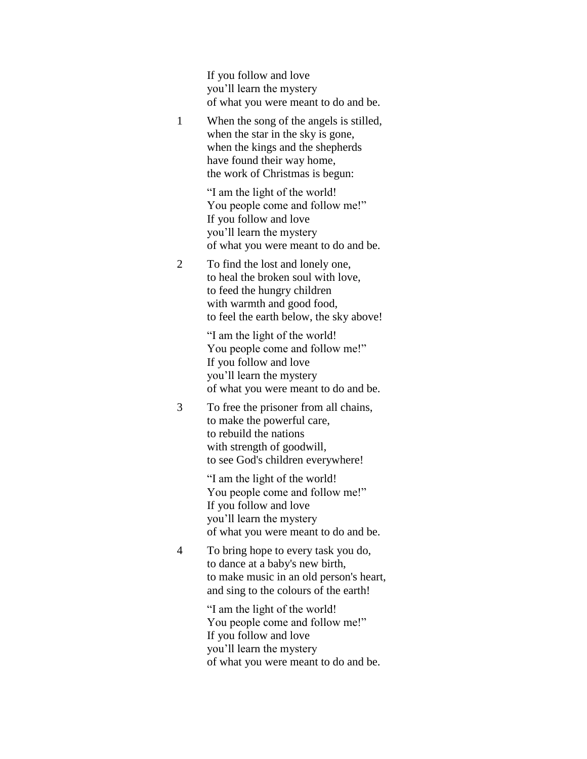If you follow and love
you'll learn the mystery
of what you were meant to do and be.

1 When the song of the angels is stilled,
when the star in the sky is gone,
when the kings and the shepherds
have found their way home,
the work of Christmas is begun:

"I am the light of the world!
You people come and follow me!"
If you follow and love
you'll learn the mystery
of what you were meant to do and be.

2 To find the lost and lonely one,
to heal the broken soul with love,
to feed the hungry children
with warmth and good food,
to feel the earth below, the sky above!

"I am the light of the world!
You people come and follow me!"
If you follow and love
you'll learn the mystery
of what you were meant to do and be.

3 To free the prisoner from all chains,
to make the powerful care,
to rebuild the nations
with strength of goodwill,
to see God's children everywhere!

"I am the light of the world!
You people come and follow me!"
If you follow and love
you'll learn the mystery
of what you were meant to do and be.

4 To bring hope to every task you do,
to dance at a baby's new birth,
to make music in an old person's heart,
and sing to the colours of the earth!

"I am the light of the world!
You people come and follow me!"
If you follow and love
you'll learn the mystery
of what you were meant to do and be.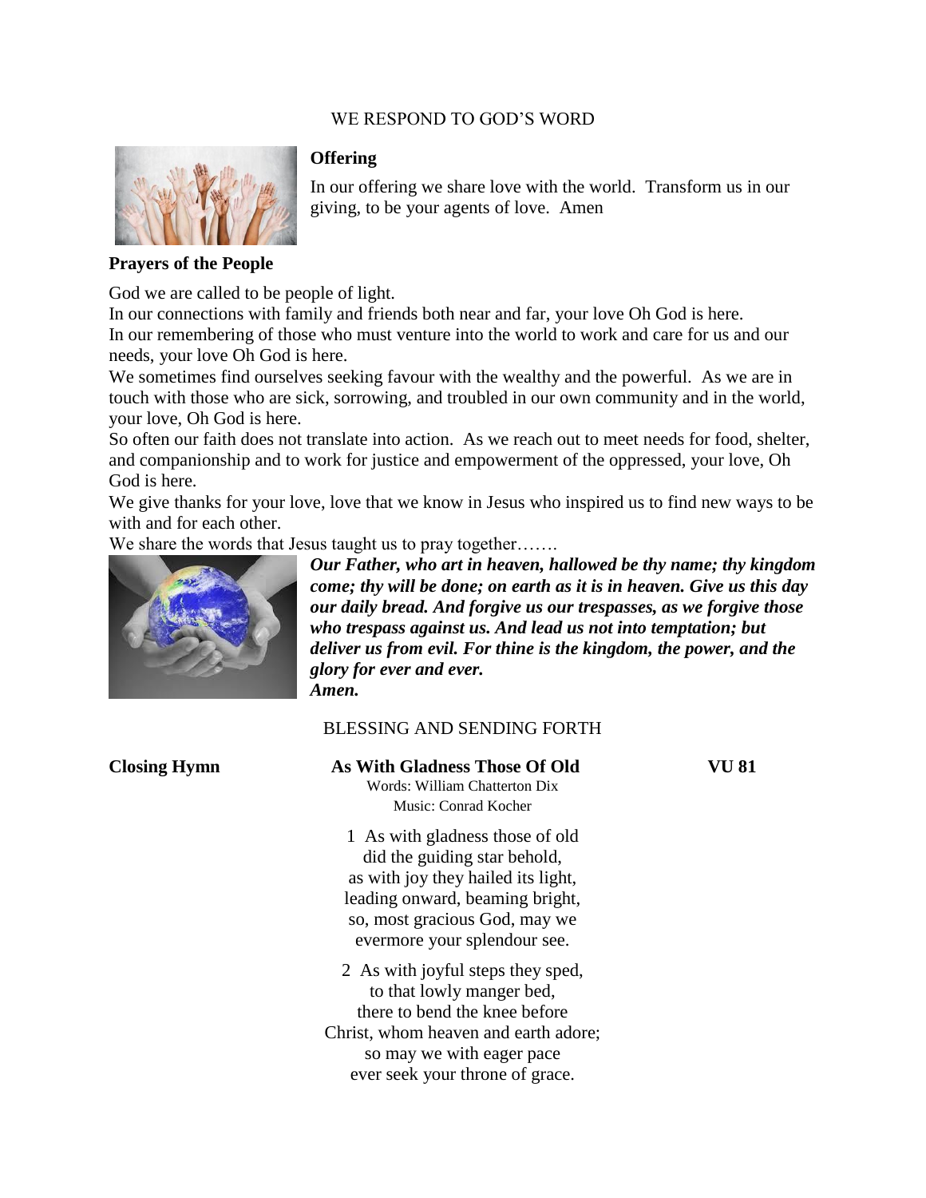WE RESPOND TO GOD'S WORD

**Offering**

In our offering we share love with the world. Transform us in our giving, to be your agents of love. Amen

**Prayers of the People**

God we are called to be people of light.
In our connections with family and friends both near and far, your love Oh God is here.
In our remembering of those who must venture into the world to work and care for us and our needs, your love Oh God is here.
We sometimes find ourselves seeking favour with the wealthy and the powerful. As we are in touch with those who are sick, sorrowing, and troubled in our own community and in the world, your love, Oh God is here.
So often our faith does not translate into action. As we reach out to meet needs for food, shelter, and companionship and to work for justice and empowerment of the oppressed, your love, Oh God is here.
We give thanks for your love, love that we know in Jesus who inspired us to find new ways to be with and for each other.
We share the words that Jesus taught us to pray together…….

***Our Father, who art in heaven, hallowed be thy name; thy kingdom come; thy will be done; on earth as it is in heaven. Give us this day our daily bread. And forgive us our trespasses, as we forgive those who trespass against us. And lead us not into temptation; but deliver us from evil. For thine is the kingdom, the power, and the glory for ever and ever.***
***Amen.***

BLESSING AND SENDING FORTH

**Closing Hymn** **As With Gladness Those Of Old** **VU 81**

Words: William Chatterton Dix
Music: Conrad Kocher

1 As with gladness those of old
did the guiding star behold,
as with joy they hailed its light,
leading onward, beaming bright,
so, most gracious God, may we
evermore your splendour see.

2 As with joyful steps they sped,
to that lowly manger bed,
there to bend the knee before
Christ, whom heaven and earth adore;
so may we with eager pace
ever seek your throne of grace.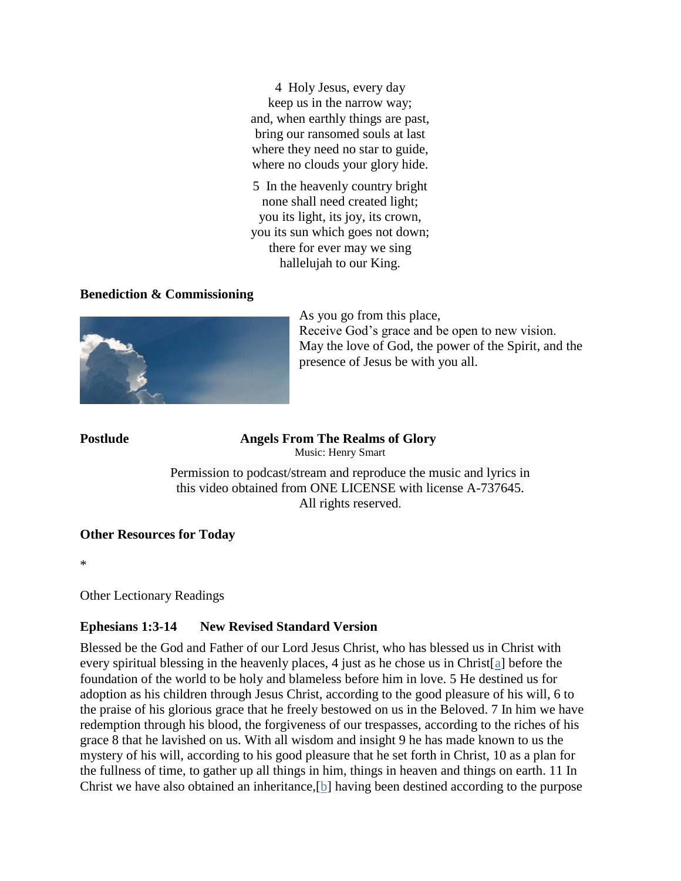4 Holy Jesus, every day
keep us in the narrow way;
and, when earthly things are past,
bring our ransomed souls at last
where they need no star to guide,
where no clouds your glory hide.

5 In the heavenly country bright
none shall need created light;
you its light, its joy, its crown,
you its sun which goes not down;
there for ever may we sing
hallelujah to our King.

**Benediction & Commissioning**

As you go from this place,
Receive God's grace and be open to new vision.
May the love of God, the power of the Spirit, and the presence of Jesus be with you all.

**Postlude** **Angels From The Realms of Glory**
Music: Henry Smart

Permission to podcast/stream and reproduce the music and lyrics in this video obtained from ONE LICENSE with license A-737645. All rights reserved.

**Other Resources for Today**

*

Other Lectionary Readings

**Ephesians 1:3-14 New Revised Standard Version**

Blessed be the God and Father of our Lord Jesus Christ, who has blessed us in Christ with every spiritual blessing in the heavenly places, 4 just as he chose us in Christ[a] before the foundation of the world to be holy and blameless before him in love. 5 He destined us for adoption as his children through Jesus Christ, according to the good pleasure of his will, 6 to the praise of his glorious grace that he freely bestowed on us in the Beloved. 7 In him we have redemption through his blood, the forgiveness of our trespasses, according to the riches of his grace 8 that he lavished on us. With all wisdom and insight 9 he has made known to us the mystery of his will, according to his good pleasure that he set forth in Christ, 10 as a plan for the fullness of time, to gather up all things in him, things in heaven and things on earth. 11 In Christ we have also obtained an inheritance,[b] having been destined according to the purpose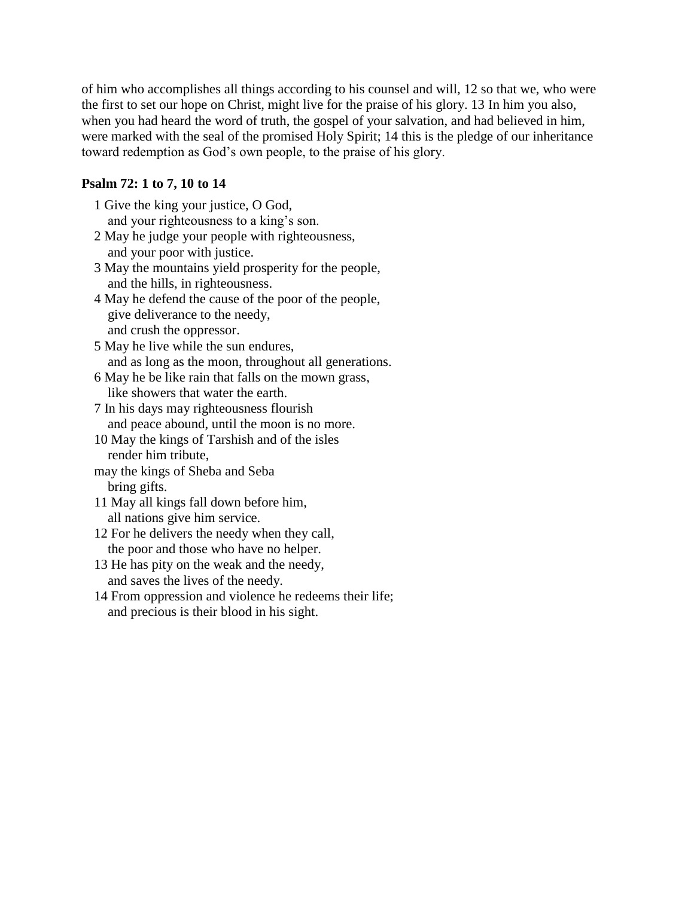of him who accomplishes all things according to his counsel and will, 12 so that we, who were the first to set our hope on Christ, might live for the praise of his glory. 13 In him you also, when you had heard the word of truth, the gospel of your salvation, and had believed in him, were marked with the seal of the promised Holy Spirit; 14 this is the pledge of our inheritance toward redemption as God's own people, to the praise of his glory.

**Psalm 72: 1 to 7, 10 to 14**

1 Give the king your justice, O God,
   and your righteousness to a king's son.
2 May he judge your people with righteousness,
   and your poor with justice.
3 May the mountains yield prosperity for the people,
   and the hills, in righteousness.
4 May he defend the cause of the poor of the people,
   give deliverance to the needy,
   and crush the oppressor.
5 May he live while the sun endures,
   and as long as the moon, throughout all generations.
6 May he be like rain that falls on the mown grass,
   like showers that water the earth.
7 In his days may righteousness flourish
   and peace abound, until the moon is no more.
10 May the kings of Tarshish and of the isles
   render him tribute,
may the kings of Sheba and Seba
   bring gifts.
11 May all kings fall down before him,
   all nations give him service.
12 For he delivers the needy when they call,
   the poor and those who have no helper.
13 He has pity on the weak and the needy,
   and saves the lives of the needy.
14 From oppression and violence he redeems their life;
   and precious is their blood in his sight.